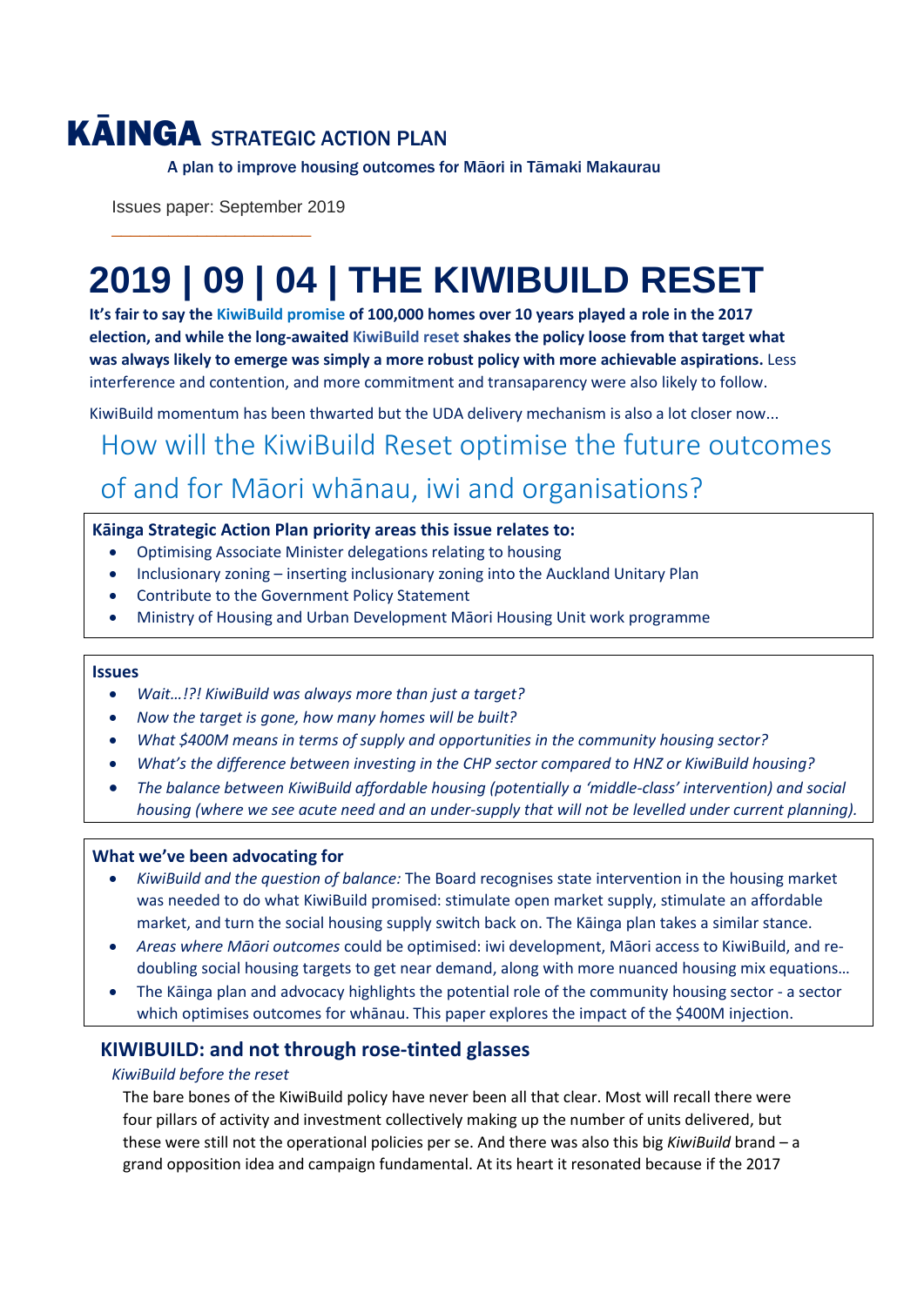# KĀINGA STRATEGIC ACTION PLAN

A plan to improve housing outcomes for Māori in Tāmaki Makaurau

Issues paper: September 2019

# 2019 | 09 | 04 | THE KIWIBUILD RESET

**It's fair to say the KiwiBuild promise of 100,000 homes over 10 years played a role in the 2017 election, and while the long-awaited KiwiBuild reset shakes the policy loose from that target what was always likely to emerge was simply a more robust policy with more achievable aspirations.** Less interference and contention, and more commitment and transaparency were also likely to follow.

KiwiBuild momentum has been thwarted but the UDA delivery mechanism is also a lot closer now...

## How will the KiwiBuild Reset optimise the future outcomes of and for Māori whānau, iwi and organisations?

**Kāinga Strategic Action Plan priority areas this issue relates to:**

- Optimising Associate Minister delegations relating to housing
- Inclusionary zoning – inserting inclusionary zoning into the Auckland Unitary Plan
- Contribute to the Government Policy Statement
- Ministry of Housing and Urban Development Māori Housing Unit work programme

**Issues**

- *Wait…!?! KiwiBuild was always more than just a target?*
- *Now the target is gone, how many homes will be built?*
- *What $400M means in terms of supply and opportunities in the community housing sector?*
- *What's the difference between investing in the CHP sector compared to HNZ or KiwiBuild housing?*
- *The balance between KiwiBuild affordable housing (potentially a 'middle-class' intervention) and social housing (where we see acute need and an under-supply that will not be levelled under current planning).*

**What we've been advocating for**

- *KiwiBuild and the question of balance:* The Board recognises state intervention in the housing market was needed to do what KiwiBuild promised: stimulate open market supply, stimulate an affordable market, and turn the social housing supply switch back on. The Kāinga plan takes a similar stance.
- *Areas where Māori outcomes* could be optimised: iwi development, Māori access to KiwiBuild, and re-doubling social housing targets to get near demand, along with more nuanced housing mix equations…
- The Kāinga plan and advocacy highlights the potential role of the community housing sector - a sector which optimises outcomes for whānau. This paper explores the impact of the $400M injection.

## KIWIBUILD: and not through rose-tinted glasses

*KiwiBuild before the reset*

The bare bones of the KiwiBuild policy have never been all that clear. Most will recall there were four pillars of activity and investment collectively making up the number of units delivered, but these were still not the operational policies per se. And there was also this big *KiwiBuild* brand – a grand opposition idea and campaign fundamental. At its heart it resonated because if the 2017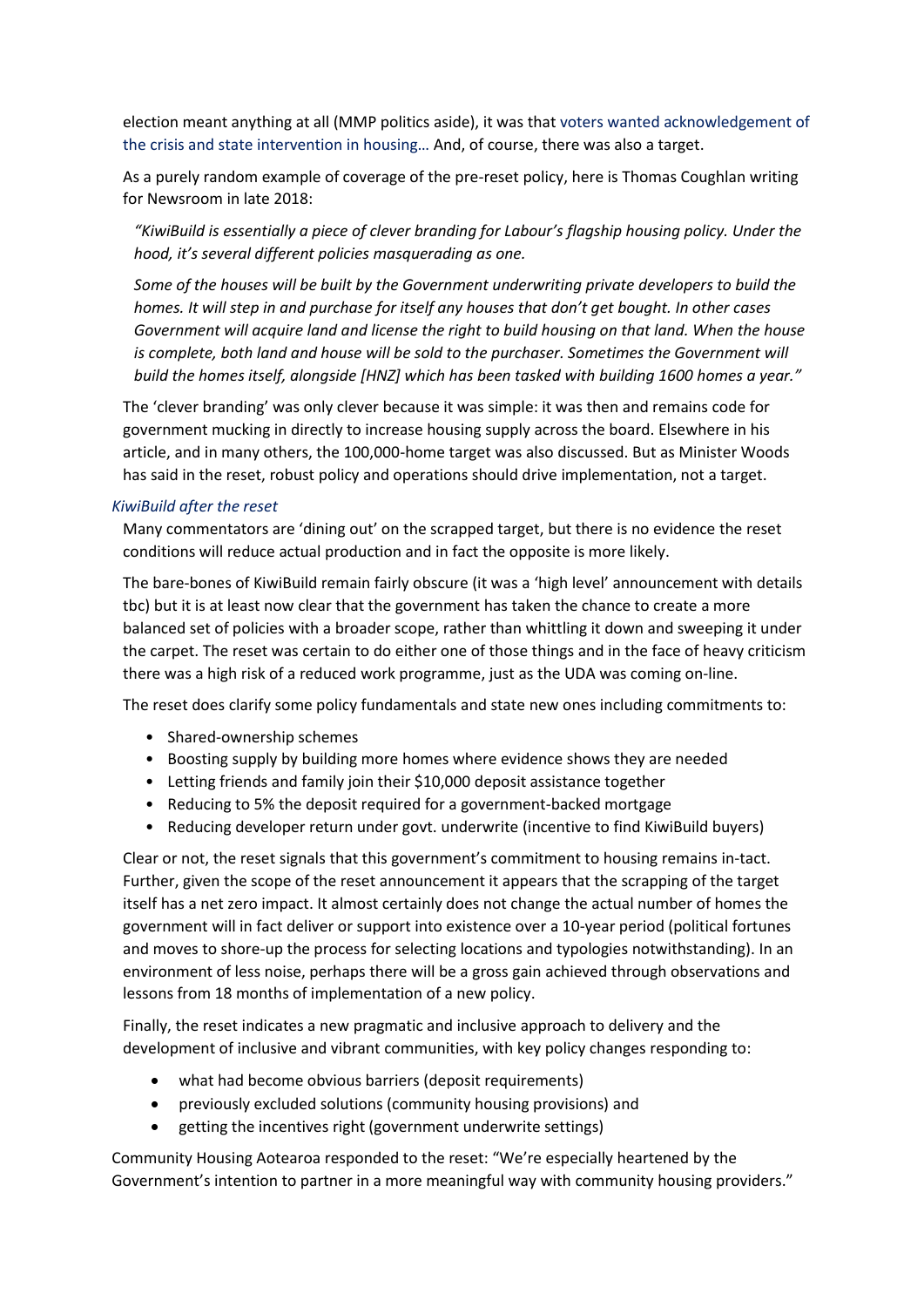election meant anything at all (MMP politics aside), it was that voters wanted acknowledgement of the crisis and state intervention in housing… And, of course, there was also a target.

As a purely random example of coverage of the pre-reset policy, here is Thomas Coughlan writing for Newsroom in late 2018:

> *"KiwiBuild is essentially a piece of clever branding for Labour's flagship housing policy. Under the hood, it's several different policies masquerading as one.*
>
> *Some of the houses will be built by the Government underwriting private developers to build the homes. It will step in and purchase for itself any houses that don't get bought. In other cases Government will acquire land and license the right to build housing on that land. When the house is complete, both land and house will be sold to the purchaser. Sometimes the Government will build the homes itself, alongside [HNZ] which has been tasked with building 1600 homes a year."*

The 'clever branding' was only clever because it was simple: it was then and remains code for government mucking in directly to increase housing supply across the board. Elsewhere in his article, and in many others, the 100,000-home target was also discussed. But as Minister Woods has said in the reset, robust policy and operations should drive implementation, not a target.

### *KiwiBuild after the reset*

Many commentators are 'dining out' on the scrapped target, but there is no evidence the reset conditions will reduce actual production and in fact the opposite is more likely.

The bare-bones of KiwiBuild remain fairly obscure (it was a 'high level' announcement with details tbc) but it is at least now clear that the government has taken the chance to create a more balanced set of policies with a broader scope, rather than whittling it down and sweeping it under the carpet. The reset was certain to do either one of those things and in the face of heavy criticism there was a high risk of a reduced work programme, just as the UDA was coming on-line.

The reset does clarify some policy fundamentals and state new ones including commitments to:

- Shared-ownership schemes
- Boosting supply by building more homes where evidence shows they are needed
- Letting friends and family join their $10,000 deposit assistance together
- Reducing to 5% the deposit required for a government-backed mortgage
- Reducing developer return under govt. underwrite (incentive to find KiwiBuild buyers)

Clear or not, the reset signals that this government's commitment to housing remains in-tact. Further, given the scope of the reset announcement it appears that the scrapping of the target itself has a net zero impact. It almost certainly does not change the actual number of homes the government will in fact deliver or support into existence over a 10-year period (political fortunes and moves to shore-up the process for selecting locations and typologies notwithstanding). In an environment of less noise, perhaps there will be a gross gain achieved through observations and lessons from 18 months of implementation of a new policy.

Finally, the reset indicates a new pragmatic and inclusive approach to delivery and the development of inclusive and vibrant communities, with key policy changes responding to:

- what had become obvious barriers (deposit requirements)
- previously excluded solutions (community housing provisions) and
- getting the incentives right (government underwrite settings)

Community Housing Aotearoa responded to the reset: "We're especially heartened by the Government's intention to partner in a more meaningful way with community housing providers."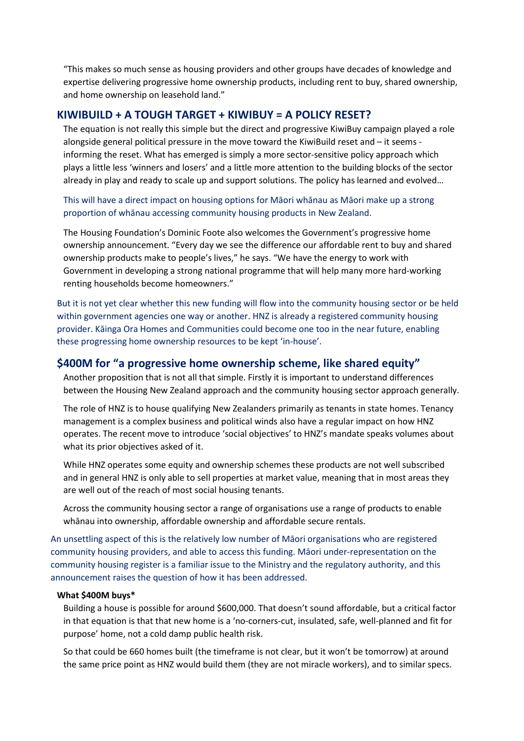"This makes so much sense as housing providers and other groups have decades of knowledge and expertise delivering progressive home ownership products, including rent to buy, shared ownership, and home ownership on leasehold land."

## KIWIBUILD + A TOUGH TARGET + KIWIBUY = A POLICY RESET?

The equation is not really this simple but the direct and progressive KiwiBuy campaign played a role alongside general political pressure in the move toward the KiwiBuild reset and – it seems - informing the reset. What has emerged is simply a more sector-sensitive policy approach which plays a little less 'winners and losers' and a little more attention to the building blocks of the sector already in play and ready to scale up and support solutions. The policy has learned and evolved…

This will have a direct impact on housing options for Māori whānau as Māori make up a strong proportion of whānau accessing community housing products in New Zealand.

The Housing Foundation's Dominic Foote also welcomes the Government's progressive home ownership announcement. "Every day we see the difference our affordable rent to buy and shared ownership products make to people's lives," he says. "We have the energy to work with Government in developing a strong national programme that will help many more hard-working renting households become homeowners."

But it is not yet clear whether this new funding will flow into the community housing sector or be held within government agencies one way or another. HNZ is already a registered community housing provider. Kāinga Ora Homes and Communities could become one too in the near future, enabling these progressing home ownership resources to be kept 'in-house'.

## $400M for "a progressive home ownership scheme, like shared equity"

Another proposition that is not all that simple. Firstly it is important to understand differences between the Housing New Zealand approach and the community housing sector approach generally.

The role of HNZ is to house qualifying New Zealanders primarily as tenants in state homes. Tenancy management is a complex business and political winds also have a regular impact on how HNZ operates. The recent move to introduce 'social objectives' to HNZ's mandate speaks volumes about what its prior objectives asked of it.

While HNZ operates some equity and ownership schemes these products are not well subscribed and in general HNZ is only able to sell properties at market value, meaning that in most areas they are well out of the reach of most social housing tenants.

Across the community housing sector a range of organisations use a range of products to enable whānau into ownership, affordable ownership and affordable secure rentals.

An unsettling aspect of this is the relatively low number of Māori organisations who are registered community housing providers, and able to access this funding. Māori under-representation on the community housing register is a familiar issue to the Ministry and the regulatory authority, and this announcement raises the question of how it has been addressed.

**What $400M buys***

Building a house is possible for around $600,000. That doesn't sound affordable, but a critical factor in that equation is that that new home is a 'no-corners-cut, insulated, safe, well-planned and fit for purpose' home, not a cold damp public health risk.

So that could be 660 homes built (the timeframe is not clear, but it won't be tomorrow) at around the same price point as HNZ would build them (they are not miracle workers), and to similar specs.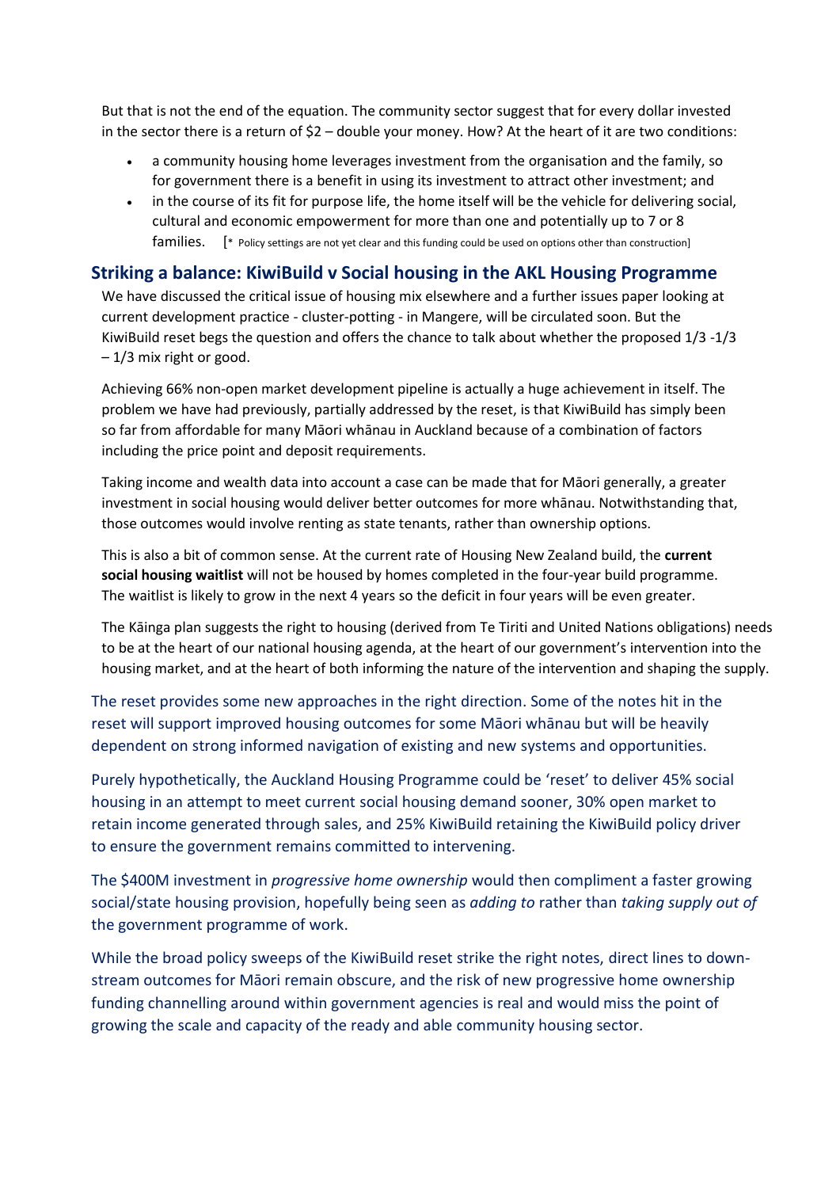But that is not the end of the equation. The community sector suggest that for every dollar invested in the sector there is a return of $2 – double your money. How? At the heart of it are two conditions:

- a community housing home leverages investment from the organisation and the family, so for government there is a benefit in using its investment to attract other investment; and
- in the course of its fit for purpose life, the home itself will be the vehicle for delivering social, cultural and economic empowerment for more than one and potentially up to 7 or 8 families. [* Policy settings are not yet clear and this funding could be used on options other than construction]

## Striking a balance: KiwiBuild v Social housing in the AKL Housing Programme

We have discussed the critical issue of housing mix elsewhere and a further issues paper looking at current development practice - cluster-potting - in Mangere, will be circulated soon. But the KiwiBuild reset begs the question and offers the chance to talk about whether the proposed 1/3 -1/3 – 1/3 mix right or good.

Achieving 66% non-open market development pipeline is actually a huge achievement in itself. The problem we have had previously, partially addressed by the reset, is that KiwiBuild has simply been so far from affordable for many Māori whānau in Auckland because of a combination of factors including the price point and deposit requirements.

Taking income and wealth data into account a case can be made that for Māori generally, a greater investment in social housing would deliver better outcomes for more whānau. Notwithstanding that, those outcomes would involve renting as state tenants, rather than ownership options.

This is also a bit of common sense. At the current rate of Housing New Zealand build, the **current social housing waitlist** will not be housed by homes completed in the four-year build programme. The waitlist is likely to grow in the next 4 years so the deficit in four years will be even greater.

The Kāinga plan suggests the right to housing (derived from Te Tiriti and United Nations obligations) needs to be at the heart of our national housing agenda, at the heart of our government's intervention into the housing market, and at the heart of both informing the nature of the intervention and shaping the supply.

The reset provides some new approaches in the right direction. Some of the notes hit in the reset will support improved housing outcomes for some Māori whānau but will be heavily dependent on strong informed navigation of existing and new systems and opportunities.

Purely hypothetically, the Auckland Housing Programme could be 'reset' to deliver 45% social housing in an attempt to meet current social housing demand sooner, 30% open market to retain income generated through sales, and 25% KiwiBuild retaining the KiwiBuild policy driver to ensure the government remains committed to intervening.

The $400M investment in *progressive home ownership* would then compliment a faster growing social/state housing provision, hopefully being seen as *adding to* rather than *taking supply out of* the government programme of work.

While the broad policy sweeps of the KiwiBuild reset strike the right notes, direct lines to down-stream outcomes for Māori remain obscure, and the risk of new progressive home ownership funding channelling around within government agencies is real and would miss the point of growing the scale and capacity of the ready and able community housing sector.